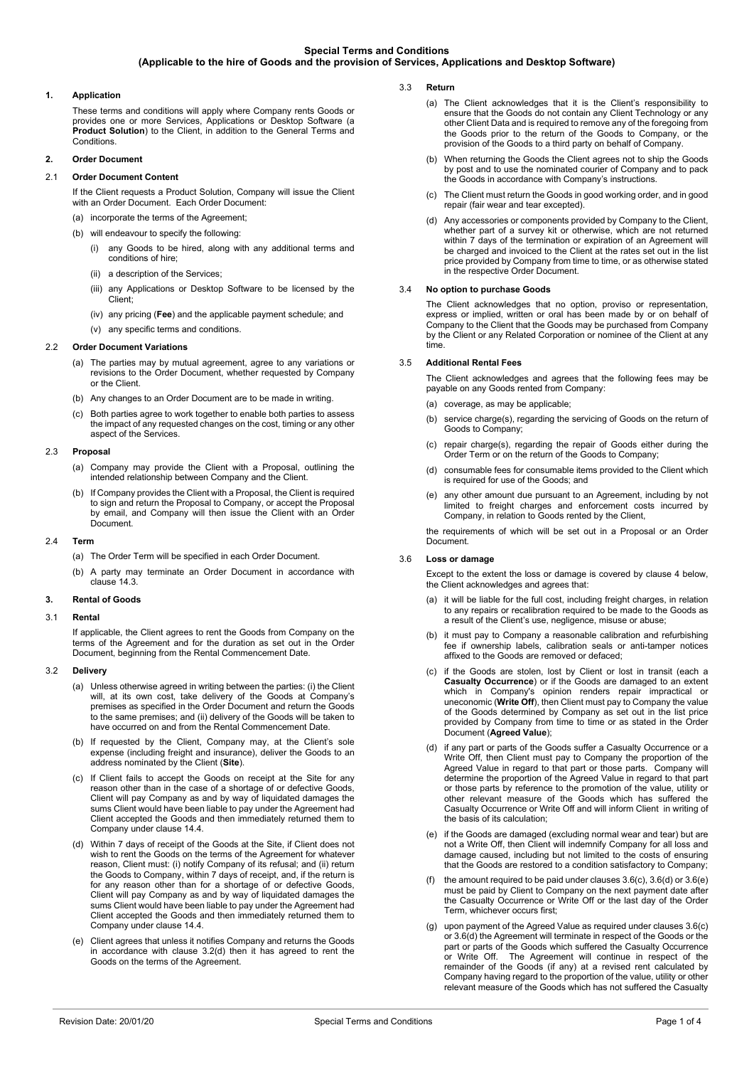# Special Terms and Conditions
## (Applicable to the hire of Goods and the provision of Services, Applications and Desktop Software)

### 1. Application

These terms and conditions will apply where Company rents Goods or provides one or more Services, Applications or Desktop Software (a **Product Solution**) to the Client, in addition to the General Terms and Conditions.

### 2. Order Document

#### 2.1 Order Document Content

If the Client requests a Product Solution, Company will issue the Client with an Order Document. Each Order Document:

(a) incorporate the terms of the Agreement;

(b) will endeavour to specify the following:

(i) any Goods to be hired, along with any additional terms and conditions of hire;

(ii) a description of the Services;

(iii) any Applications or Desktop Software to be licensed by the Client;

(iv) any pricing (**Fee**) and the applicable payment schedule; and

(v) any specific terms and conditions.

#### 2.2 Order Document Variations

(a) The parties may by mutual agreement, agree to any variations or revisions to the Order Document, whether requested by Company or the Client.

(b) Any changes to an Order Document are to be made in writing.

(c) Both parties agree to work together to enable both parties to assess the impact of any requested changes on the cost, timing or any other aspect of the Services.

#### 2.3 Proposal

(a) Company may provide the Client with a Proposal, outlining the intended relationship between Company and the Client.

(b) If Company provides the Client with a Proposal, the Client is required to sign and return the Proposal to Company, or accept the Proposal by email, and Company will then issue the Client with an Order Document.

#### 2.4 Term

(a) The Order Term will be specified in each Order Document.

(b) A party may terminate an Order Document in accordance with clause 14.3.

### 3. Rental of Goods

#### 3.1 Rental

If applicable, the Client agrees to rent the Goods from Company on the terms of the Agreement and for the duration as set out in the Order Document, beginning from the Rental Commencement Date.

#### 3.2 Delivery

(a) Unless otherwise agreed in writing between the parties: (i) the Client will, at its own cost, take delivery of the Goods at Company's premises as specified in the Order Document and return the Goods to the same premises; and (ii) delivery of the Goods will be taken to have occurred on and from the Rental Commencement Date.

(b) If requested by the Client, Company may, at the Client's sole expense (including freight and insurance), deliver the Goods to an address nominated by the Client (**Site**).

(c) If Client fails to accept the Goods on receipt at the Site for any reason other than in the case of a shortage of or defective Goods, Client will pay Company as and by way of liquidated damages the sums Client would have been liable to pay under the Agreement had Client accepted the Goods and then immediately returned them to Company under clause 14.4.

(d) Within 7 days of receipt of the Goods at the Site, if Client does not wish to rent the Goods on the terms of the Agreement for whatever reason, Client must: (i) notify Company of its refusal; and (ii) return the Goods to Company, within 7 days of receipt, and, if the return is for any reason other than for a shortage of or defective Goods, Client will pay Company as and by way of liquidated damages the sums Client would have been liable to pay under the Agreement had Client accepted the Goods and then immediately returned them to Company under clause 14.4.

(e) Client agrees that unless it notifies Company and returns the Goods in accordance with clause 3.2(d) then it has agreed to rent the Goods on the terms of the Agreement.

#### 3.3 Return

(a) The Client acknowledges that it is the Client's responsibility to ensure that the Goods do not contain any Client Technology or any other Client Data and is required to remove any of the foregoing from the Goods prior to the return of the Goods to Company, or the provision of the Goods to a third party on behalf of Company.

(b) When returning the Goods the Client agrees not to ship the Goods by post and to use the nominated courier of Company and to pack the Goods in accordance with Company's instructions.

(c) The Client must return the Goods in good working order, and in good repair (fair wear and tear excepted).

(d) Any accessories or components provided by Company to the Client, whether part of a survey kit or otherwise, which are not returned within 7 days of the termination or expiration of an Agreement will be charged and invoiced to the Client at the rates set out in the list price provided by Company from time to time, or as otherwise stated in the respective Order Document.

#### 3.4 No option to purchase Goods

The Client acknowledges that no option, proviso or representation, express or implied, written or oral has been made by or on behalf of Company to the Client that the Goods may be purchased from Company by the Client or any Related Corporation or nominee of the Client at any time.

#### 3.5 Additional Rental Fees

The Client acknowledges and agrees that the following fees may be payable on any Goods rented from Company:

(a) coverage, as may be applicable;

(b) service charge(s), regarding the servicing of Goods on the return of Goods to Company;

(c) repair charge(s), regarding the repair of Goods either during the Order Term or on the return of the Goods to Company;

(d) consumable fees for consumable items provided to the Client which is required for use of the Goods; and

(e) any other amount due pursuant to an Agreement, including by not limited to freight charges and enforcement costs incurred by Company, in relation to Goods rented by the Client,

the requirements of which will be set out in a Proposal or an Order Document.

#### 3.6 Loss or damage

Except to the extent the loss or damage is covered by clause 4 below, the Client acknowledges and agrees that:

(a) it will be liable for the full cost, including freight charges, in relation to any repairs or recalibration required to be made to the Goods as a result of the Client's use, negligence, misuse or abuse;

(b) it must pay to Company a reasonable calibration and refurbishing fee if ownership labels, calibration seals or anti-tamper notices affixed to the Goods are removed or defaced;

(c) if the Goods are stolen, lost by Client or lost in transit (each a **Casualty Occurrence**) or if the Goods are damaged to an extent which in Company's opinion renders repair impractical or uneconomic (**Write Off**), then Client must pay to Company the value of the Goods determined by Company as set out in the list price provided by Company from time to time or as stated in the Order Document (**Agreed Value**);

(d) if any part or parts of the Goods suffer a Casualty Occurrence or a Write Off, then Client must pay to Company the proportion of the Agreed Value in regard to that part or those parts. Company will determine the proportion of the Agreed Value in regard to that part or those parts by reference to the promotion of the value, utility or other relevant measure of the Goods which has suffered the Casualty Occurrence or Write Off and will inform Client in writing of the basis of its calculation;

(e) if the Goods are damaged (excluding normal wear and tear) but are not a Write Off, then Client will indemnify Company for all loss and damage caused, including but not limited to the costs of ensuring that the Goods are restored to a condition satisfactory to Company;

(f) the amount required to be paid under clauses 3.6(c), 3.6(d) or 3.6(e) must be paid by Client to Company on the next payment date after the Casualty Occurrence or Write Off or the last day of the Order Term, whichever occurs first;

(g) upon payment of the Agreed Value as required under clauses 3.6(c) or 3.6(d) the Agreement will terminate in respect of the Goods or the part or parts of the Goods which suffered the Casualty Occurrence or Write Off. The Agreement will continue in respect of the remainder of the Goods (if any) at a revised rent calculated by Company having regard to the proportion of the value, utility or other relevant measure of the Goods which has not suffered the Casualty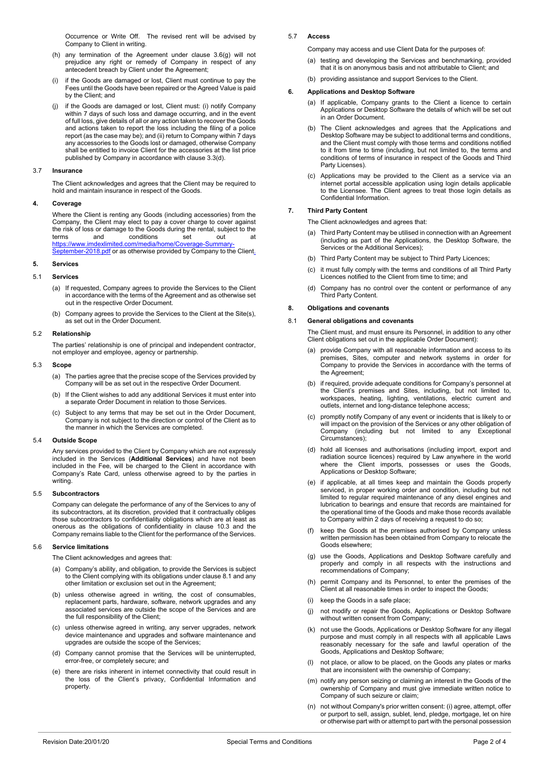Occurrence or Write Off. The revised rent will be advised by Company to Client in writing.

(h) any termination of the Agreement under clause 3.6(g) will not prejudice any right or remedy of Company in respect of any antecedent breach by Client under the Agreement;

(i) if the Goods are damaged or lost, Client must continue to pay the Fees until the Goods have been repaired or the Agreed Value is paid by the Client; and

(j) if the Goods are damaged or lost, Client must: (i) notify Company within 7 days of such loss and damage occurring, and in the event of full loss, give details of all or any action taken to recover the Goods and actions taken to report the loss including the filing of a police report (as the case may be); and (ii) return to Company within 7 days any accessories to the Goods lost or damaged, otherwise Company shall be entitled to invoice Client for the accessories at the list price published by Company in accordance with clause 3.3(d).

### 3.7 Insurance

The Client acknowledges and agrees that the Client may be required to hold and maintain insurance in respect of the Goods.

## 4. Coverage

Where the Client is renting any Goods (including accessories) from the Company, the Client may elect to pay a cover charge to cover against the risk of loss or damage to the Goods during the rental, subject to the terms and conditions set out at https://www.imdexlimited.com/media/home/Coverage-Summary-September-2018.pdf or as otherwise provided by Company to the Client.

## 5. Services

### 5.1 Services

(a) If requested, Company agrees to provide the Services to the Client in accordance with the terms of the Agreement and as otherwise set out in the respective Order Document.

(b) Company agrees to provide the Services to the Client at the Site(s), as set out in the Order Document.

### 5.2 Relationship

The parties' relationship is one of principal and independent contractor, not employer and employee, agency or partnership.

### 5.3 Scope

(a) The parties agree that the precise scope of the Services provided by Company will be as set out in the respective Order Document.

(b) If the Client wishes to add any additional Services it must enter into a separate Order Document in relation to those Services.

(c) Subject to any terms that may be set out in the Order Document, Company is not subject to the direction or control of the Client as to the manner in which the Services are completed.

### 5.4 Outside Scope

Any services provided to the Client by Company which are not expressly included in the Services (**Additional Services**) and have not been included in the Fee, will be charged to the Client in accordance with Company's Rate Card, unless otherwise agreed to by the parties in writing.

### 5.5 Subcontractors

Company can delegate the performance of any of the Services to any of its subcontractors, at its discretion, provided that it contractually obliges those subcontractors to confidentiality obligations which are at least as onerous as the obligations of confidentiality in clause 10.3 and the Company remains liable to the Client for the performance of the Services.

### 5.6 Service limitations

The Client acknowledges and agrees that:

(a) Company's ability, and obligation, to provide the Services is subject to the Client complying with its obligations under clause 8.1 and any other limitation or exclusion set out in the Agreement;

(b) unless otherwise agreed in writing, the cost of consumables, replacement parts, hardware, software, network upgrades and any associated services are outside the scope of the Services and are the full responsibility of the Client;

(c) unless otherwise agreed in writing, any server upgrades, network device maintenance and upgrades and software maintenance and upgrades are outside the scope of the Services;

(d) Company cannot promise that the Services will be uninterrupted, error-free, or completely secure; and

(e) there are risks inherent in internet connectivity that could result in the loss of the Client's privacy, Confidential Information and property.

### 5.7 Access

Company may access and use Client Data for the purposes of:

(a) testing and developing the Services and benchmarking, provided that it is on anonymous basis and not attributable to Client; and

(b) providing assistance and support Services to the Client.

## 6. Applications and Desktop Software

(a) If applicable, Company grants to the Client a licence to certain Applications or Desktop Software the details of which will be set out in an Order Document.

(b) The Client acknowledges and agrees that the Applications and Desktop Software may be subject to additional terms and conditions, and the Client must comply with those terms and conditions notified to it from time to time (including, but not limited to, the terms and conditions of terms of insurance in respect of the Goods and Third Party Licenses).

(c) Applications may be provided to the Client as a service via an internet portal accessible application using login details applicable to the Licensee. The Client agrees to treat those login details as Confidential Information.

## 7. Third Party Content

The Client acknowledges and agrees that:

(a) Third Party Content may be utilised in connection with an Agreement (including as part of the Applications, the Desktop Software, the Services or the Additional Services);

(b) Third Party Content may be subject to Third Party Licences;

(c) it must fully comply with the terms and conditions of all Third Party Licences notified to the Client from time to time; and

(d) Company has no control over the content or performance of any Third Party Content.

## 8. Obligations and covenants

### 8.1 General obligations and covenants

The Client must, and must ensure its Personnel, in addition to any other Client obligations set out in the applicable Order Document):

(a) provide Company with all reasonable information and access to its premises, Sites, computer and network systems in order for Company to provide the Services in accordance with the terms of the Agreement;

(b) if required, provide adequate conditions for Company's personnel at the Client's premises and Sites, including, but not limited to, workspaces, heating, lighting, ventilations, electric current and outlets, internet and long-distance telephone access;

(c) promptly notify Company of any event or incidents that is likely to or will impact on the provision of the Services or any other obligation of Company (including but not limited to any Exceptional Circumstances);

(d) hold all licenses and authorisations (including import, export and radiation source licences) required by Law anywhere in the world where the Client imports, possesses or uses the Goods, Applications or Desktop Software;

(e) if applicable, at all times keep and maintain the Goods properly serviced, in proper working order and condition, including but not limited to regular required maintenance of any diesel engines and lubrication to bearings and ensure that records are maintained for the operational time of the Goods and make those records available to Company within 2 days of receiving a request to do so;

(f) keep the Goods at the premises authorised by Company unless written permission has been obtained from Company to relocate the Goods elsewhere;

(g) use the Goods, Applications and Desktop Software carefully and properly and comply in all respects with the instructions and recommendations of Company;

(h) permit Company and its Personnel, to enter the premises of the Client at all reasonable times in order to inspect the Goods;

(i) keep the Goods in a safe place;

(j) not modify or repair the Goods, Applications or Desktop Software without written consent from Company;

(k) not use the Goods, Applications or Desktop Software for any illegal purpose and must comply in all respects with all applicable Laws reasonably necessary for the safe and lawful operation of the Goods, Applications and Desktop Software;

(l) not place, or allow to be placed, on the Goods any plates or marks that are inconsistent with the ownership of Company;

(m) notify any person seizing or claiming an interest in the Goods of the ownership of Company and must give immediate written notice to Company of such seizure or claim;

(n) not without Company's prior written consent: (i) agree, attempt, offer or purport to sell, assign, sublet, lend, pledge, mortgage, let on hire or otherwise part with or attempt to part with the personal possession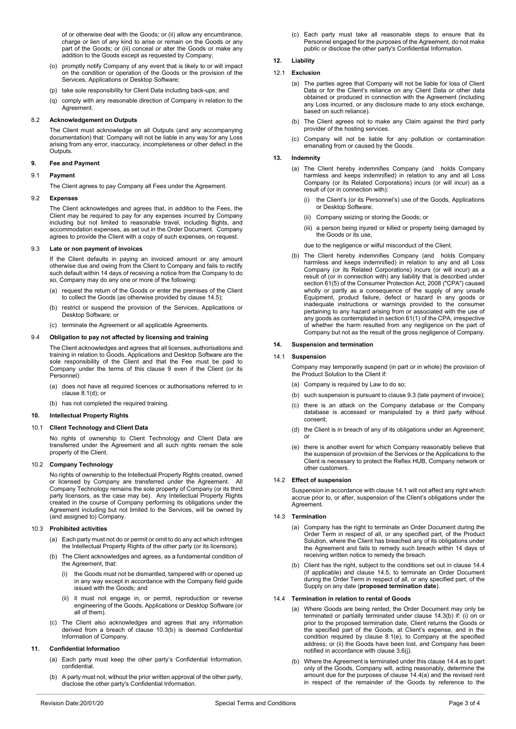of or otherwise deal with the Goods; or (ii) allow any encumbrance, charge or lien of any kind to arise or remain on the Goods or any part of the Goods; or (iii) conceal or alter the Goods or make any addition to the Goods except as requested by Company;

(o) promptly notify Company of any event that is likely to or will impact on the condition or operation of the Goods or the provision of the Services, Applications or Desktop Software;

(p) take sole responsibility for Client Data including back-ups; and

(q) comply with any reasonable direction of Company in relation to the Agreement.

### 8.2 Acknowledgement on Outputs

The Client must acknowledge on all Outputs (and any accompanying documentation) that: Company will not be liable in any way for any Loss arising from any error, inaccuracy, incompleteness or other defect in the Outputs.

## 9. Fee and Payment

### 9.1 Payment

The Client agrees to pay Company all Fees under the Agreement.

### 9.2 Expenses

The Client acknowledges and agrees that, in addition to the Fees, the Client may be required to pay for any expenses incurred by Company including but not limited to reasonable travel, including flights, and accommodation expenses, as set out in the Order Document. Company agrees to provide the Client with a copy of such expenses, on request.

### 9.3 Late or non payment of invoices

If the Client defaults in paying an invoiced amount or any amount otherwise due and owing from the Client to Company and fails to rectify such default within 14 days of receiving a notice from the Company to do so, Company may do any one or more of the following:

(a) request the return of the Goods or enter the premises of the Client to collect the Goods (as otherwise provided by clause 14.5);

(b) restrict or suspend the provision of the Services, Applications or Desktop Software; or

(c) terminate the Agreement or all applicable Agreements.

### 9.4 Obligation to pay not affected by licensing and training

The Client acknowledges and agrees that all licenses, authorisations and training in relation to Goods, Applications and Desktop Software are the sole responsibility of the Client and that the Fee must be paid to Company under the terms of this clause 9 even if the Client (or its Personnel):

(a) does not have all required licences or authorisations referred to in clause 8.1(d); or

(b) has not completed the required training.

## 10. Intellectual Property Rights

### 10.1 Client Technology and Client Data

No rights of ownership to Client Technology and Client Data are transferred under the Agreement and all such rights remain the sole property of the Client.

### 10.2 Company Technology

No rights of ownership to the Intellectual Property Rights created, owned or licensed by Company are transferred under the Agreement. All Company Technology remains the sole property of Company (or its third party licensors, as the case may be). Any Intellectual Property Rights created in the course of Company performing its obligations under the Agreement including but not limited to the Services, will be owned by (and assigned to) Company.

### 10.3 Prohibited activities

(a) Each party must not do or permit or omit to do any act which infringes the Intellectual Property Rights of the other party (or its licensors).

(b) The Client acknowledges and agrees, as a fundamental condition of the Agreement, that:

(i) the Goods must not be dismantled, tampered with or opened up in any way except in accordance with the Company field guide issued with the Goods; and

(ii) it must not engage in, or permit, reproduction or reverse engineering of the Goods, Applications or Desktop Software (or all of them).

(c) The Client also acknowledges and agrees that any information derived from a breach of clause 10.3(b) is deemed Confidential Information of Company.

## 11. Confidential Information

(a) Each party must keep the other party's Confidential Information, confidential.

(b) A party must not, without the prior written approval of the other party, disclose the other party's Confidential Information.

(c) Each party must take all reasonable steps to ensure that its Personnel engaged for the purposes of the Agreement, do not make public or disclose the other party's Confidential Information.

## 12. Liability

### 12.1 Exclusion

(a) The parties agree that Company will not be liable for loss of Client Data or for the Client's reliance on any Client Data or other data obtained or produced in connection with the Agreement (including any Loss incurred, or any disclosure made to any stock exchange, based on such reliance).

(b) The Client agrees not to make any Claim against the third party provider of the hosting services.

(c) Company will not be liable for any pollution or contamination emanating from or caused by the Goods.

## 13. Indemnity

(a) The Client hereby indemnifies Company (and holds Company harmless and keeps indemnified) in relation to any and all Loss Company (or its Related Corporations) incurs (or will incur) as a result of (or in connection with):

(i) the Client's (or its Personnel's) use of the Goods, Applications or Desktop Software;

(ii) Company seizing or storing the Goods; or

(iii) a person being injured or killed or property being damaged by the Goods or its use,

due to the negligence or wilful misconduct of the Client.

(b) The Client hereby indemnifies Company (and holds Company harmless and keeps indemnified) in relation to any and all Loss Company (or its Related Corporations) incurs (or will incur) as a result of (or in connection with) any liability that is described under section 61(5) of the Consumer Protection Act, 2008 ("CPA") caused wholly or partly as a consequence of the supply of any unsafe Equipment, product failure, defect or hazard in any goods or inadequate instructions or warnings provided to the consumer pertaining to any hazard arising from or associated with the use of any goods as contemplated in section 61(1) of the CPA, irrespective of whether the harm resulted from any negligence on the part of Company but not as the result of the gross negligence of Company.

## 14. Suspension and termination

### 14.1 Suspension

Company may temporarily suspend (in part or in whole) the provision of the Product Solution to the Client if:

(a) Company is required by Law to do so;

(b) such suspension is pursuant to clause 9.3 (late payment of invoice);

(c) there is an attack on the Company database or the Company database is accessed or manipulated by a third party without consent;

(d) the Client is in breach of any of its obligations under an Agreement; or

(e) there is another event for which Company reasonably believe that the suspension of provision of the Services or the Applications to the Client is necessary to protect the Reflex HUB, Company network or other customers.

### 14.2 Effect of suspension

Suspension in accordance with clause 14.1 will not affect any right which accrue prior to, or after, suspension of the Client's obligations under the Agreement.

### 14.3 Termination

(a) Company has the right to terminate an Order Document during the Order Term in respect of all, or any specified part, of the Product Solution, where the Client has breached any of its obligations under the Agreement and fails to remedy such breach within 14 days of receiving written notice to remedy the breach.

(b) Client has the right, subject to the conditions set out in clause 14.4 (if applicable) and clause 14.5, to terminate an Order Document during the Order Term in respect of all, or any specified part, of the Supply on any date (**proposed termination date**).

### 14.4 Termination in relation to rental of Goods

(a) Where Goods are being rented, the Order Document may only be terminated or partially terminated under clause 14.3(b) if: (i) on or prior to the proposed termination date, Client returns the Goods or the specified part of the Goods, at Client's expense, and in the condition required by clause 8.1(e), to Company at the specified address; or (ii) the Goods have been lost, and Company has been notified in accordance with clause 3.6(j).

(b) Where the Agreement is terminated under this clause 14.4 as to part only of the Goods, Company will, acting reasonably, determine the amount due for the purposes of clause 14.4(a) and the revised rent in respect of the remainder of the Goods by reference to the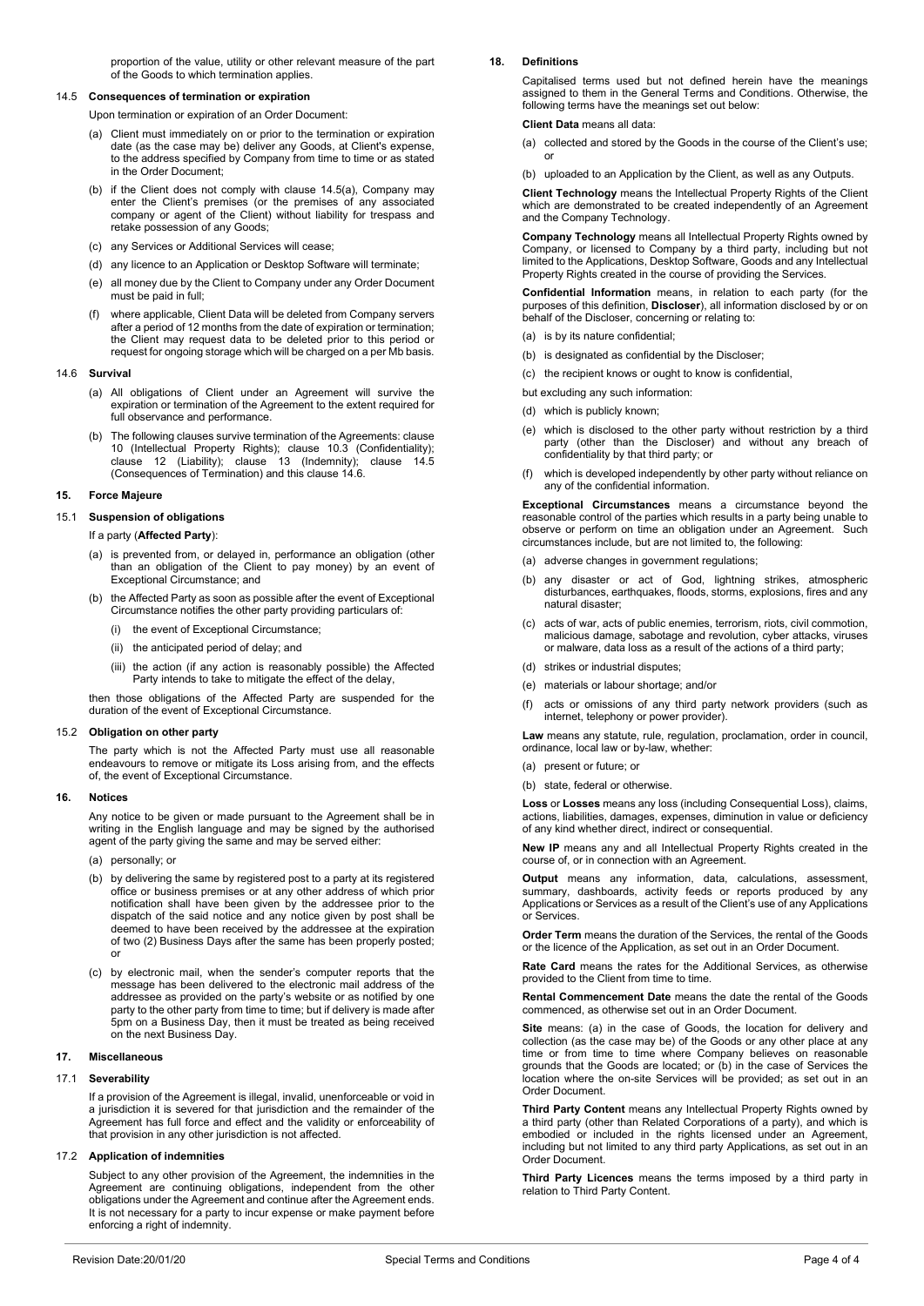proportion of the value, utility or other relevant measure of the part of the Goods to which termination applies.

### 14.5 Consequences of termination or expiration

Upon termination or expiration of an Order Document:

(a) Client must immediately on or prior to the termination or expiration date (as the case may be) deliver any Goods, at Client's expense, to the address specified by Company from time to time or as stated in the Order Document;

(b) if the Client does not comply with clause 14.5(a), Company may enter the Client's premises (or the premises of any associated company or agent of the Client) without liability for trespass and retake possession of any Goods;

(c) any Services or Additional Services will cease;

(d) any licence to an Application or Desktop Software will terminate;

(e) all money due by the Client to Company under any Order Document must be paid in full;

(f) where applicable, Client Data will be deleted from Company servers after a period of 12 months from the date of expiration or termination; the Client may request data to be deleted prior to this period or request for ongoing storage which will be charged on a per Mb basis.

### 14.6 Survival

(a) All obligations of Client under an Agreement will survive the expiration or termination of the Agreement to the extent required for full observance and performance.

(b) The following clauses survive termination of the Agreements: clause 10 (Intellectual Property Rights); clause 10.3 (Confidentiality); clause 12 (Liability); clause 13 (Indemnity); clause 14.5 (Consequences of Termination) and this clause 14.6.

## 15. Force Majeure

### 15.1 Suspension of obligations

If a party (**Affected Party**):

(a) is prevented from, or delayed in, performance an obligation (other than an obligation of the Client to pay money) by an event of Exceptional Circumstance; and

(b) the Affected Party as soon as possible after the event of Exceptional Circumstance notifies the other party providing particulars of:

(i) the event of Exceptional Circumstance;

(ii) the anticipated period of delay; and

(iii) the action (if any action is reasonably possible) the Affected Party intends to take to mitigate the effect of the delay,

then those obligations of the Affected Party are suspended for the duration of the event of Exceptional Circumstance.

### 15.2 Obligation on other party

The party which is not the Affected Party must use all reasonable endeavours to remove or mitigate its Loss arising from, and the effects of, the event of Exceptional Circumstance.

## 16. Notices

Any notice to be given or made pursuant to the Agreement shall be in writing in the English language and may be signed by the authorised agent of the party giving the same and may be served either:

(a) personally; or

(b) by delivering the same by registered post to a party at its registered office or business premises or at any other address of which prior notification shall have been given by the addressee prior to the dispatch of the said notice and any notice given by post shall be deemed to have been received by the addressee at the expiration of two (2) Business Days after the same has been properly posted; or

(c) by electronic mail, when the sender's computer reports that the message has been delivered to the electronic mail address of the addressee as provided on the party's website or as notified by one party to the other party from time to time; but if delivery is made after 5pm on a Business Day, then it must be treated as being received on the next Business Day.

## 17. Miscellaneous

### 17.1 Severability

If a provision of the Agreement is illegal, invalid, unenforceable or void in a jurisdiction it is severed for that jurisdiction and the remainder of the Agreement has full force and effect and the validity or enforceability of that provision in any other jurisdiction is not affected.

### 17.2 Application of indemnities

Subject to any other provision of the Agreement, the indemnities in the Agreement are continuing obligations, independent from the other obligations under the Agreement and continue after the Agreement ends. It is not necessary for a party to incur expense or make payment before enforcing a right of indemnity.

## 18. Definitions

Capitalised terms used but not defined herein have the meanings assigned to them in the General Terms and Conditions. Otherwise, the following terms have the meanings set out below:

**Client Data** means all data:

(a) collected and stored by the Goods in the course of the Client's use; or

(b) uploaded to an Application by the Client, as well as any Outputs.

**Client Technology** means the Intellectual Property Rights of the Client which are demonstrated to be created independently of an Agreement and the Company Technology.

**Company Technology** means all Intellectual Property Rights owned by Company, or licensed to Company by a third party, including but not limited to the Applications, Desktop Software, Goods and any Intellectual Property Rights created in the course of providing the Services.

**Confidential Information** means, in relation to each party (for the purposes of this definition, **Discloser**), all information disclosed by or on behalf of the Discloser, concerning or relating to:

(a) is by its nature confidential;

(b) is designated as confidential by the Discloser;

(c) the recipient knows or ought to know is confidential,

but excluding any such information:

(d) which is publicly known;

(e) which is disclosed to the other party without restriction by a third party (other than the Discloser) and without any breach of confidentiality by that third party; or

(f) which is developed independently by other party without reliance on any of the confidential information.

**Exceptional Circumstances** means a circumstance beyond the reasonable control of the parties which results in a party being unable to observe or perform on time an obligation under an Agreement. Such circumstances include, but are not limited to, the following:

(a) adverse changes in government regulations;

(b) any disaster or act of God, lightning strikes, atmospheric disturbances, earthquakes, floods, storms, explosions, fires and any natural disaster;

(c) acts of war, acts of public enemies, terrorism, riots, civil commotion, malicious damage, sabotage and revolution, cyber attacks, viruses or malware, data loss as a result of the actions of a third party;

(d) strikes or industrial disputes;

(e) materials or labour shortage; and/or

(f) acts or omissions of any third party network providers (such as internet, telephony or power provider).

**Law** means any statute, rule, regulation, proclamation, order in council, ordinance, local law or by-law, whether:

(a) present or future; or

(b) state, federal or otherwise.

**Loss** or **Losses** means any loss (including Consequential Loss), claims, actions, liabilities, damages, expenses, diminution in value or deficiency of any kind whether direct, indirect or consequential.

**New IP** means any and all Intellectual Property Rights created in the course of, or in connection with an Agreement.

**Output** means any information, data, calculations, assessment, summary, dashboards, activity feeds or reports produced by any Applications or Services as a result of the Client's use of any Applications or Services.

**Order Term** means the duration of the Services, the rental of the Goods or the licence of the Application, as set out in an Order Document.

**Rate Card** means the rates for the Additional Services, as otherwise provided to the Client from time to time.

**Rental Commencement Date** means the date the rental of the Goods commenced, as otherwise set out in an Order Document.

**Site** means: (a) in the case of Goods, the location for delivery and collection (as the case may be) of the Goods or any other place at any time or from time to time where Company believes on reasonable grounds that the Goods are located; or (b) in the case of Services the location where the on-site Services will be provided; as set out in an Order Document.

**Third Party Content** means any Intellectual Property Rights owned by a third party (other than Related Corporations of a party), and which is embodied or included in the rights licensed under an Agreement, including but not limited to any third party Applications, as set out in an Order Document.

**Third Party Licences** means the terms imposed by a third party in relation to Third Party Content.